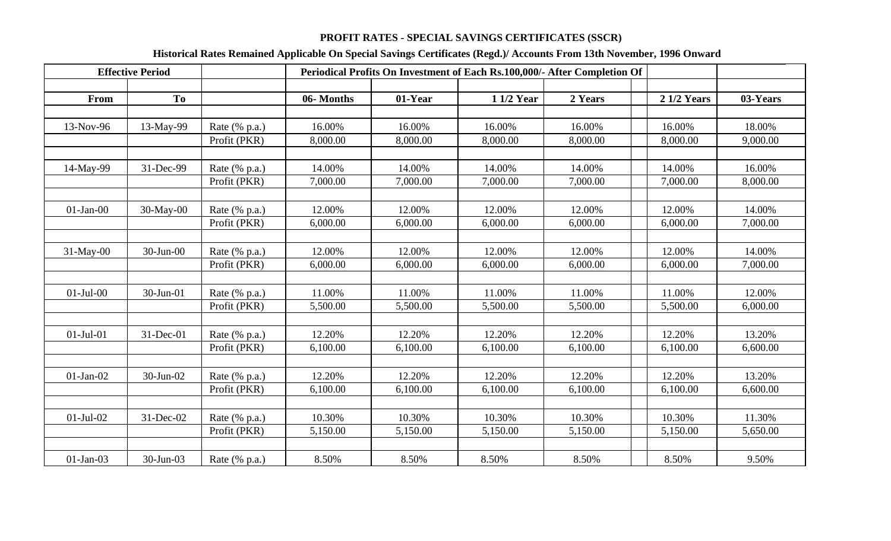**PROFIT RATES - SPECIAL SAVINGS CERTIFICATES (SSCR)**

**Historical Rates Remained Applicable On Special Savings Certificates (Regd.)/ Accounts From 13th November, 1996 Onward**

| Effective Period | | | Periodical Profits On Investment of Each Rs.100,000/- After Completion Of | | | | | |
|---|---|---|---|---|---|---|---|---|
| **From** | **To** | | **06- Months** | **01-Year** | **1 1/2 Year** | **2 Years** | **2 1/2 Years** | **03-Years** |
| 13-Nov-96 | 13-May-99 | Rate (% p.a.) | 16.00% | 16.00% | 16.00% | 16.00% | 16.00% | 18.00% |
| | | Profit (PKR) | 8,000.00 | 8,000.00 | 8,000.00 | 8,000.00 | 8,000.00 | 9,000.00 |
| 14-May-99 | 31-Dec-99 | Rate (% p.a.) | 14.00% | 14.00% | 14.00% | 14.00% | 14.00% | 16.00% |
| | | Profit (PKR) | 7,000.00 | 7,000.00 | 7,000.00 | 7,000.00 | 7,000.00 | 8,000.00 |
| 01-Jan-00 | 30-May-00 | Rate (% p.a.) | 12.00% | 12.00% | 12.00% | 12.00% | 12.00% | 14.00% |
| | | Profit (PKR) | 6,000.00 | 6,000.00 | 6,000.00 | 6,000.00 | 6,000.00 | 7,000.00 |
| 31-May-00 | 30-Jun-00 | Rate (% p.a.) | 12.00% | 12.00% | 12.00% | 12.00% | 12.00% | 14.00% |
| | | Profit (PKR) | 6,000.00 | 6,000.00 | 6,000.00 | 6,000.00 | 6,000.00 | 7,000.00 |
| 01-Jul-00 | 30-Jun-01 | Rate (% p.a.) | 11.00% | 11.00% | 11.00% | 11.00% | 11.00% | 12.00% |
| | | Profit (PKR) | 5,500.00 | 5,500.00 | 5,500.00 | 5,500.00 | 5,500.00 | 6,000.00 |
| 01-Jul-01 | 31-Dec-01 | Rate (% p.a.) | 12.20% | 12.20% | 12.20% | 12.20% | 12.20% | 13.20% |
| | | Profit (PKR) | 6,100.00 | 6,100.00 | 6,100.00 | 6,100.00 | 6,100.00 | 6,600.00 |
| 01-Jan-02 | 30-Jun-02 | Rate (% p.a.) | 12.20% | 12.20% | 12.20% | 12.20% | 12.20% | 13.20% |
| | | Profit (PKR) | 6,100.00 | 6,100.00 | 6,100.00 | 6,100.00 | 6,100.00 | 6,600.00 |
| 01-Jul-02 | 31-Dec-02 | Rate (% p.a.) | 10.30% | 10.30% | 10.30% | 10.30% | 10.30% | 11.30% |
| | | Profit (PKR) | 5,150.00 | 5,150.00 | 5,150.00 | 5,150.00 | 5,150.00 | 5,650.00 |
| 01-Jan-03 | 30-Jun-03 | Rate (% p.a.) | 8.50% | 8.50% | 8.50% | 8.50% | 8.50% | 9.50% |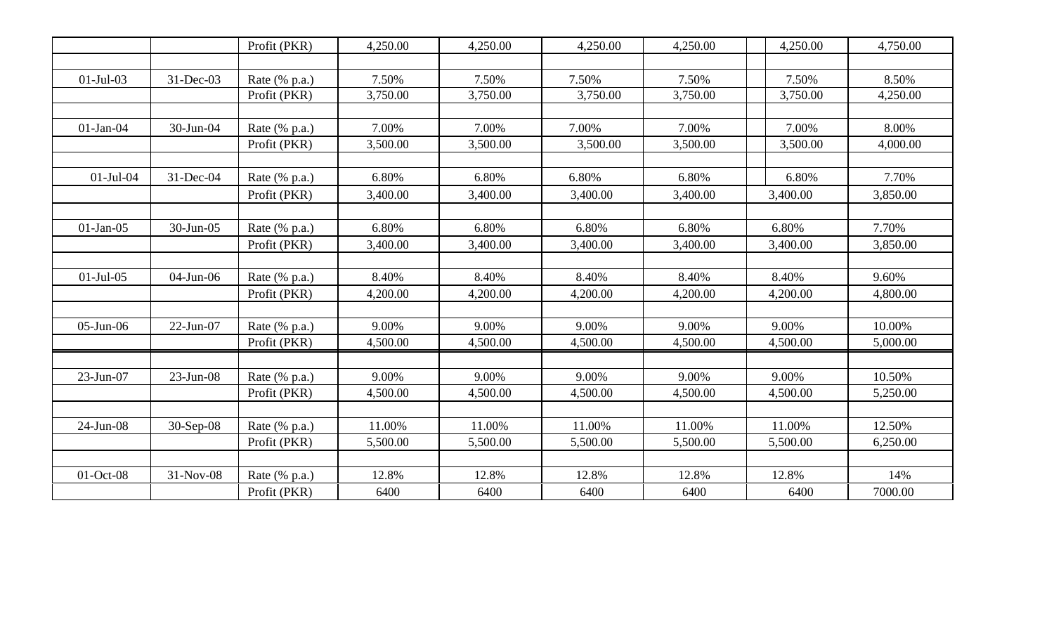| | | | | | | | | |
|---|---|---|---|---|---|---|---|---|
| | | Profit (PKR) | 4,250.00 | 4,250.00 | 4,250.00 | 4,250.00 | 4,250.00 | 4,750.00 |
| | | | | | | | | |
| 01-Jul-03 | 31-Dec-03 | Rate (% p.a.) | 7.50% | 7.50% | 7.50% | 7.50% | 7.50% | 8.50% |
| | | Profit (PKR) | 3,750.00 | 3,750.00 | 3,750.00 | 3,750.00 | 3,750.00 | 4,250.00 |
| | | | | | | | | |
| 01-Jan-04 | 30-Jun-04 | Rate (% p.a.) | 7.00% | 7.00% | 7.00% | 7.00% | 7.00% | 8.00% |
| | | Profit (PKR) | 3,500.00 | 3,500.00 | 3,500.00 | 3,500.00 | 3,500.00 | 4,000.00 |
| | | | | | | | | |
| 01-Jul-04 | 31-Dec-04 | Rate (% p.a.) | 6.80% | 6.80% | 6.80% | 6.80% | 6.80% | 7.70% |
| | | Profit (PKR) | 3,400.00 | 3,400.00 | 3,400.00 | 3,400.00 | 3,400.00 | 3,850.00 |
| | | | | | | | | |
| 01-Jan-05 | 30-Jun-05 | Rate (% p.a.) | 6.80% | 6.80% | 6.80% | 6.80% | 6.80% | 7.70% |
| | | Profit (PKR) | 3,400.00 | 3,400.00 | 3,400.00 | 3,400.00 | 3,400.00 | 3,850.00 |
| | | | | | | | | |
| 01-Jul-05 | 04-Jun-06 | Rate (% p.a.) | 8.40% | 8.40% | 8.40% | 8.40% | 8.40% | 9.60% |
| | | Profit (PKR) | 4,200.00 | 4,200.00 | 4,200.00 | 4,200.00 | 4,200.00 | 4,800.00 |
| | | | | | | | | |
| 05-Jun-06 | 22-Jun-07 | Rate (% p.a.) | 9.00% | 9.00% | 9.00% | 9.00% | 9.00% | 10.00% |
| | | Profit (PKR) | 4,500.00 | 4,500.00 | 4,500.00 | 4,500.00 | 4,500.00 | 5,000.00 |
| | | | | | | | | |
| 23-Jun-07 | 23-Jun-08 | Rate (% p.a.) | 9.00% | 9.00% | 9.00% | 9.00% | 9.00% | 10.50% |
| | | Profit (PKR) | 4,500.00 | 4,500.00 | 4,500.00 | 4,500.00 | 4,500.00 | 5,250.00 |
| | | | | | | | | |
| 24-Jun-08 | 30-Sep-08 | Rate (% p.a.) | 11.00% | 11.00% | 11.00% | 11.00% | 11.00% | 12.50% |
| | | Profit (PKR) | 5,500.00 | 5,500.00 | 5,500.00 | 5,500.00 | 5,500.00 | 6,250.00 |
| | | | | | | | | |
| 01-Oct-08 | 31-Nov-08 | Rate (% p.a.) | 12.8% | 12.8% | 12.8% | 12.8% | 12.8% | 14% |
| | | Profit (PKR) | 6400 | 6400 | 6400 | 6400 | 6400 | 7000.00 |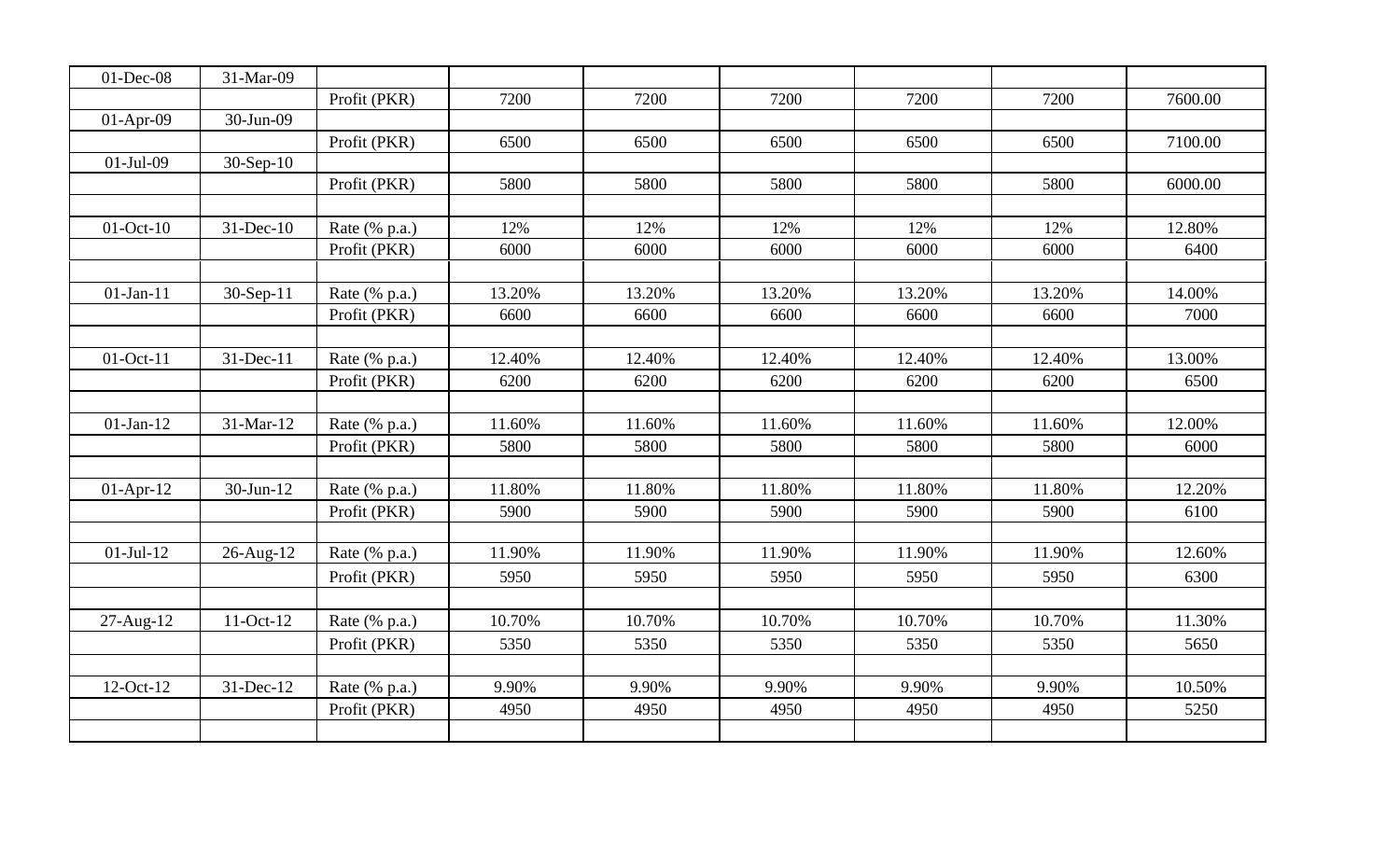| 01-Dec-08 | 31-Mar-09 | | | | | | | |
|---|---|---|---|---|---|---|---|---|
| | | Profit (PKR) | 7200 | 7200 | 7200 | 7200 | 7200 | 7600.00 |
| 01-Apr-09 | 30-Jun-09 | | | | | | | |
| | | Profit (PKR) | 6500 | 6500 | 6500 | 6500 | 6500 | 7100.00 |
| 01-Jul-09 | 30-Sep-10 | | | | | | | |
| | | Profit (PKR) | 5800 | 5800 | 5800 | 5800 | 5800 | 6000.00 |
| | | | | | | | | |
| 01-Oct-10 | 31-Dec-10 | Rate (% p.a.) | 12% | 12% | 12% | 12% | 12% | 12.80% |
| | | Profit (PKR) | 6000 | 6000 | 6000 | 6000 | 6000 | 6400 |
| | | | | | | | | |
| 01-Jan-11 | 30-Sep-11 | Rate (% p.a.) | 13.20% | 13.20% | 13.20% | 13.20% | 13.20% | 14.00% |
| | | Profit (PKR) | 6600 | 6600 | 6600 | 6600 | 6600 | 7000 |
| | | | | | | | | |
| 01-Oct-11 | 31-Dec-11 | Rate (% p.a.) | 12.40% | 12.40% | 12.40% | 12.40% | 12.40% | 13.00% |
| | | Profit (PKR) | 6200 | 6200 | 6200 | 6200 | 6200 | 6500 |
| | | | | | | | | |
| 01-Jan-12 | 31-Mar-12 | Rate (% p.a.) | 11.60% | 11.60% | 11.60% | 11.60% | 11.60% | 12.00% |
| | | Profit (PKR) | 5800 | 5800 | 5800 | 5800 | 5800 | 6000 |
| | | | | | | | | |
| 01-Apr-12 | 30-Jun-12 | Rate (% p.a.) | 11.80% | 11.80% | 11.80% | 11.80% | 11.80% | 12.20% |
| | | Profit (PKR) | 5900 | 5900 | 5900 | 5900 | 5900 | 6100 |
| | | | | | | | | |
| 01-Jul-12 | 26-Aug-12 | Rate (% p.a.) | 11.90% | 11.90% | 11.90% | 11.90% | 11.90% | 12.60% |
| | | Profit (PKR) | 5950 | 5950 | 5950 | 5950 | 5950 | 6300 |
| | | | | | | | | |
| 27-Aug-12 | 11-Oct-12 | Rate (% p.a.) | 10.70% | 10.70% | 10.70% | 10.70% | 10.70% | 11.30% |
| | | Profit (PKR) | 5350 | 5350 | 5350 | 5350 | 5350 | 5650 |
| | | | | | | | | |
| 12-Oct-12 | 31-Dec-12 | Rate (% p.a.) | 9.90% | 9.90% | 9.90% | 9.90% | 9.90% | 10.50% |
| | | Profit (PKR) | 4950 | 4950 | 4950 | 4950 | 4950 | 5250 |
| | | | | | | | | |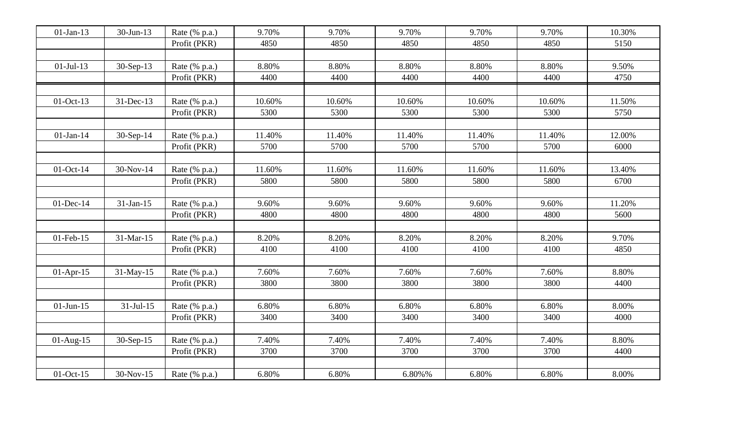| | | | | | | | | |
|---|---|---|---|---|---|---|---|---|
| 01-Jan-13 | 30-Jun-13 | Rate (% p.a.) | 9.70% | 9.70% | 9.70% | 9.70% | 9.70% | 10.30% |
| | | Profit (PKR) | 4850 | 4850 | 4850 | 4850 | 4850 | 5150 |
| | | | | | | | | |
| 01-Jul-13 | 30-Sep-13 | Rate (% p.a.) | 8.80% | 8.80% | 8.80% | 8.80% | 8.80% | 9.50% |
| | | Profit (PKR) | 4400 | 4400 | 4400 | 4400 | 4400 | 4750 |
| | | | | | | | | |
| 01-Oct-13 | 31-Dec-13 | Rate (% p.a.) | 10.60% | 10.60% | 10.60% | 10.60% | 10.60% | 11.50% |
| | | Profit (PKR) | 5300 | 5300 | 5300 | 5300 | 5300 | 5750 |
| | | | | | | | | |
| 01-Jan-14 | 30-Sep-14 | Rate (% p.a.) | 11.40% | 11.40% | 11.40% | 11.40% | 11.40% | 12.00% |
| | | Profit (PKR) | 5700 | 5700 | 5700 | 5700 | 5700 | 6000 |
| | | | | | | | | |
| 01-Oct-14 | 30-Nov-14 | Rate (% p.a.) | 11.60% | 11.60% | 11.60% | 11.60% | 11.60% | 13.40% |
| | | Profit (PKR) | 5800 | 5800 | 5800 | 5800 | 5800 | 6700 |
| | | | | | | | | |
| 01-Dec-14 | 31-Jan-15 | Rate (% p.a.) | 9.60% | 9.60% | 9.60% | 9.60% | 9.60% | 11.20% |
| | | Profit (PKR) | 4800 | 4800 | 4800 | 4800 | 4800 | 5600 |
| | | | | | | | | |
| 01-Feb-15 | 31-Mar-15 | Rate (% p.a.) | 8.20% | 8.20% | 8.20% | 8.20% | 8.20% | 9.70% |
| | | Profit (PKR) | 4100 | 4100 | 4100 | 4100 | 4100 | 4850 |
| | | | | | | | | |
| 01-Apr-15 | 31-May-15 | Rate (% p.a.) | 7.60% | 7.60% | 7.60% | 7.60% | 7.60% | 8.80% |
| | | Profit (PKR) | 3800 | 3800 | 3800 | 3800 | 3800 | 4400 |
| | | | | | | | | |
| 01-Jun-15 | 31-Jul-15 | Rate (% p.a.) | 6.80% | 6.80% | 6.80% | 6.80% | 6.80% | 8.00% |
| | | Profit (PKR) | 3400 | 3400 | 3400 | 3400 | 3400 | 4000 |
| | | | | | | | | |
| 01-Aug-15 | 30-Sep-15 | Rate (% p.a.) | 7.40% | 7.40% | 7.40% | 7.40% | 7.40% | 8.80% |
| | | Profit (PKR) | 3700 | 3700 | 3700 | 3700 | 3700 | 4400 |
| | | | | | | | | |
| 01-Oct-15 | 30-Nov-15 | Rate (% p.a.) | 6.80% | 6.80% | 6.80%% | 6.80% | 6.80% | 8.00% |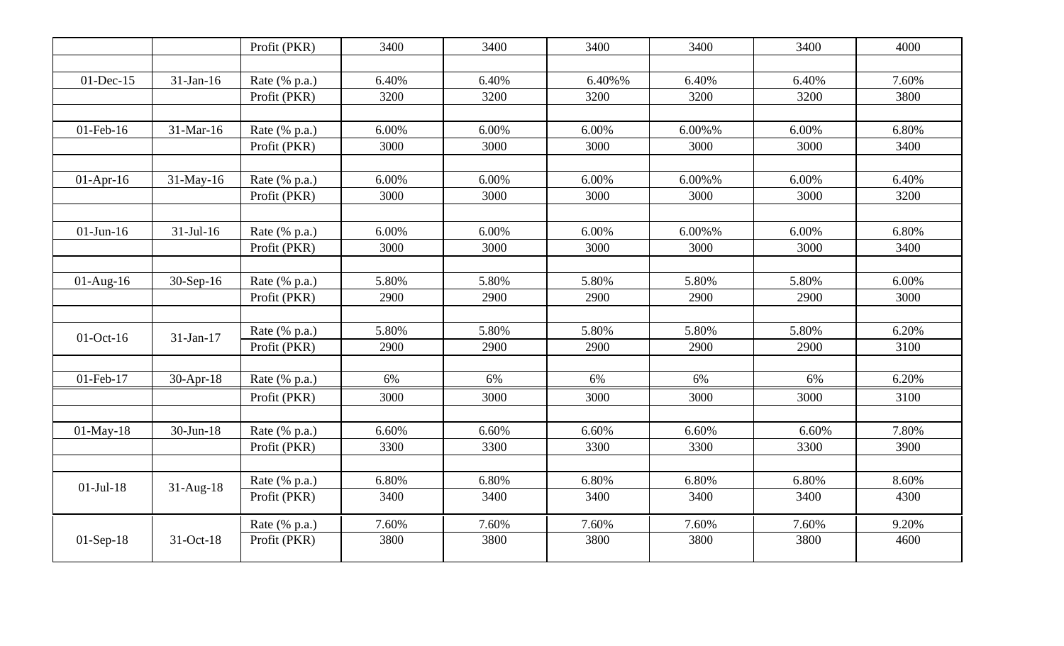| | | | | | | | | |
|---|---|---|---|---|---|---|---|---|
| | | Profit (PKR) | 3400 | 3400 | 3400 | 3400 | 3400 | 4000 |
| | | | | | | | | |
| 01-Dec-15 | 31-Jan-16 | Rate (% p.a.) | 6.40% | 6.40% | 6.40%% | 6.40% | 6.40% | 7.60% |
| | | Profit (PKR) | 3200 | 3200 | 3200 | 3200 | 3200 | 3800 |
| | | | | | | | | |
| 01-Feb-16 | 31-Mar-16 | Rate (% p.a.) | 6.00% | 6.00% | 6.00% | 6.00%% | 6.00% | 6.80% |
| | | Profit (PKR) | 3000 | 3000 | 3000 | 3000 | 3000 | 3400 |
| | | | | | | | | |
| 01-Apr-16 | 31-May-16 | Rate (% p.a.) | 6.00% | 6.00% | 6.00% | 6.00%% | 6.00% | 6.40% |
| | | Profit (PKR) | 3000 | 3000 | 3000 | 3000 | 3000 | 3200 |
| | | | | | | | | |
| 01-Jun-16 | 31-Jul-16 | Rate (% p.a.) | 6.00% | 6.00% | 6.00% | 6.00%% | 6.00% | 6.80% |
| | | Profit (PKR) | 3000 | 3000 | 3000 | 3000 | 3000 | 3400 |
| | | | | | | | | |
| 01-Aug-16 | 30-Sep-16 | Rate (% p.a.) | 5.80% | 5.80% | 5.80% | 5.80% | 5.80% | 6.00% |
| | | Profit (PKR) | 2900 | 2900 | 2900 | 2900 | 2900 | 3000 |
| | | | | | | | | |
| 01-Oct-16 | 31-Jan-17 | Rate (% p.a.) | 5.80% | 5.80% | 5.80% | 5.80% | 5.80% | 6.20% |
| | | Profit (PKR) | 2900 | 2900 | 2900 | 2900 | 2900 | 3100 |
| | | | | | | | | |
| 01-Feb-17 | 30-Apr-18 | Rate (% p.a.) | 6% | 6% | 6% | 6% | 6% | 6.20% |
| | | Profit (PKR) | 3000 | 3000 | 3000 | 3000 | 3000 | 3100 |
| | | | | | | | | |
| 01-May-18 | 30-Jun-18 | Rate (% p.a.) | 6.60% | 6.60% | 6.60% | 6.60% | 6.60% | 7.80% |
| | | Profit (PKR) | 3300 | 3300 | 3300 | 3300 | 3300 | 3900 |
| | | | | | | | | |
| 01-Jul-18 | 31-Aug-18 | Rate (% p.a.) | 6.80% | 6.80% | 6.80% | 6.80% | 6.80% | 8.60% |
| | | Profit (PKR) | 3400 | 3400 | 3400 | 3400 | 3400 | 4300 |
| 01-Sep-18 | 31-Oct-18 | Rate (% p.a.) | 7.60% | 7.60% | 7.60% | 7.60% | 7.60% | 9.20% |
| | | Profit (PKR) | 3800 | 3800 | 3800 | 3800 | 3800 | 4600 |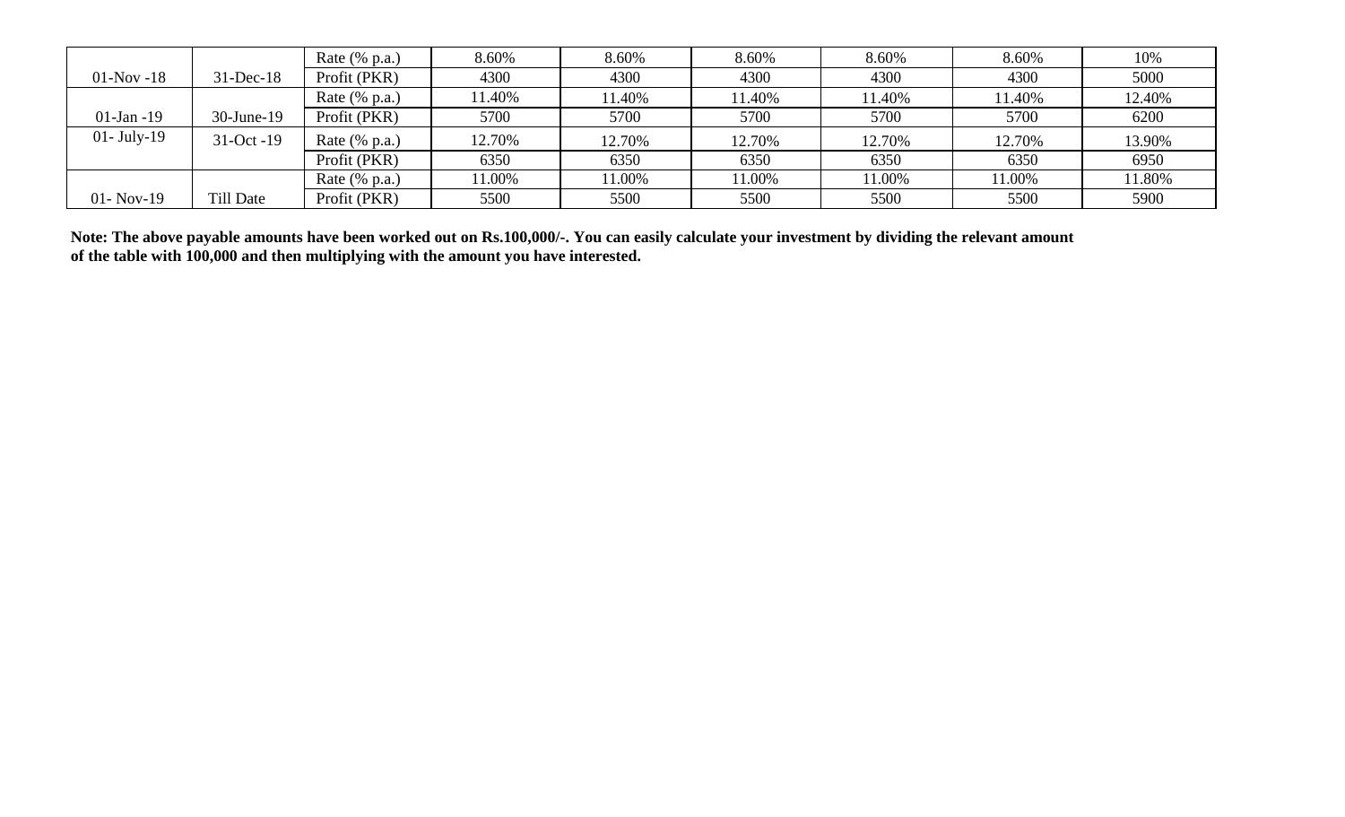| | | | | | | | | |
|---|---|---|---|---|---|---|---|---|
| | | Rate (% p.a.) | 8.60% | 8.60% | 8.60% | 8.60% | 8.60% | 10% |
| 01-Nov -18 | 31-Dec-18 | Profit (PKR) | 4300 | 4300 | 4300 | 4300 | 4300 | 5000 |
| | | Rate (% p.a.) | 11.40% | 11.40% | 11.40% | 11.40% | 11.40% | 12.40% |
| 01-Jan -19 | 30-June-19 | Profit (PKR) | 5700 | 5700 | 5700 | 5700 | 5700 | 6200 |
| 01- July-19 | 31-Oct -19 | Rate (% p.a.) | 12.70% | 12.70% | 12.70% | 12.70% | 12.70% | 13.90% |
| | | Profit (PKR) | 6350 | 6350 | 6350 | 6350 | 6350 | 6950 |
| | | Rate (% p.a.) | 11.00% | 11.00% | 11.00% | 11.00% | 11.00% | 11.80% |
| 01- Nov-19 | Till Date | Profit (PKR) | 5500 | 5500 | 5500 | 5500 | 5500 | 5900 |

**Note: The above payable amounts have been worked out on Rs.100,000/-. You can easily calculate your investment by dividing the relevant amount of the table with 100,000 and then multiplying with the amount you have interested.**